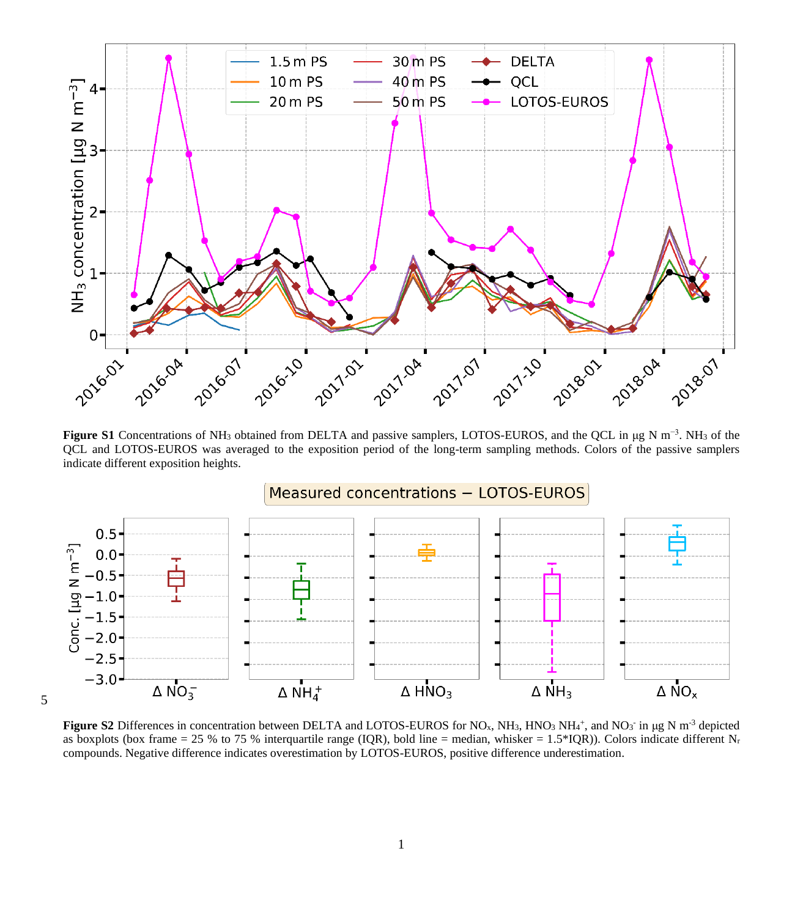**Figure S1** Concentrations of $NH_3$ obtained from DELTA and passive samplers, LOTOS-EUROS, and the QCL in µg N $m^{-3}$. $NH_3$ of the QCL and LOTOS-EUROS was averaged to the exposition period of the long-term sampling methods. Colors of the passive samplers indicate different exposition heights.

**Figure S2** Differences in concentration between DELTA and LOTOS-EUROS for $NO_x$, $NH_3$, $HNO_3$ $NH_4^+$, and $NO_3^-$ in µg N $m^{-3}$ depicted as boxplots (box frame = 25 % to 75 % interquartile range (IQR), bold line = median, whisker = 1.5*IQR)). Colors indicate different $N_r$ compounds. Negative difference indicates overestimation by LOTOS-EUROS, positive difference underestimation.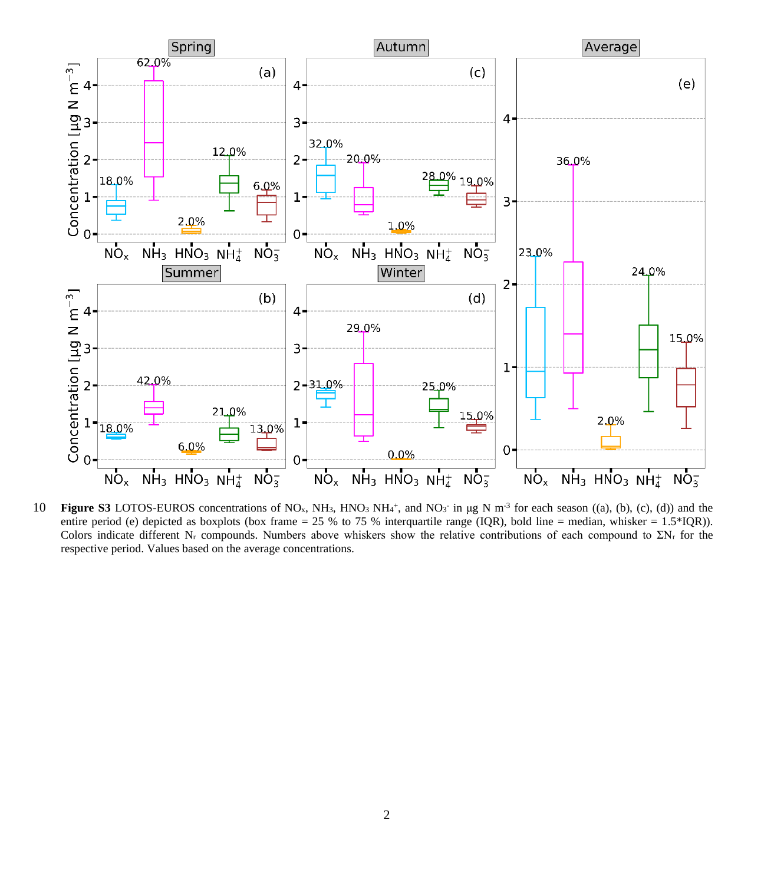**Figure S3** LOTOS-EUROS concentrations of $NO_x$, $NH_3$, $HNO_3$ $NH_4^+$, and $NO_3^-$ in µg N $m^{-3}$ for each season ((a), (b), (c), (d)) and the entire period (e) depicted as boxplots (box frame = 25 % to 75 % interquartile range (IQR), bold line = median, whisker = 1.5*IQR)). Colors indicate different $N_r$ compounds. Numbers above whiskers show the relative contributions of each compound to $\Sigma N_r$ for the respective period. Values based on the average concentrations.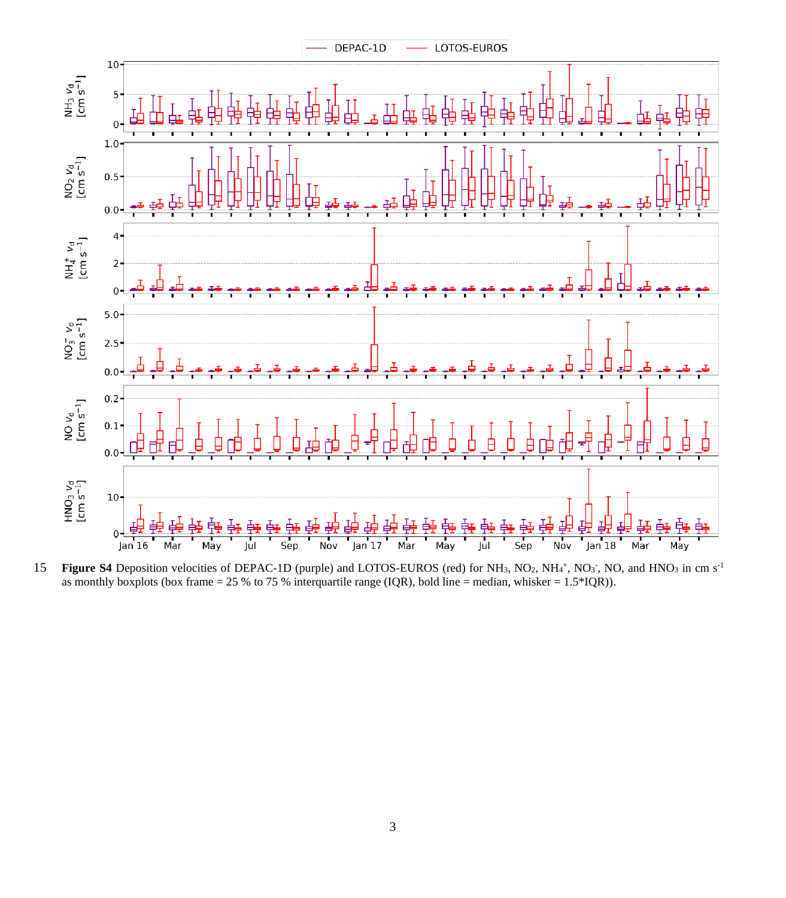**Figure S4** Deposition velocities of DEPAC-1D (purple) and LOTOS-EUROS (red) for $NH_3$, $NO_2$, $NH_4^+$, $NO_3^-$, NO, and $HNO_3$ in cm $s^{-1}$ as monthly boxplots (box frame = 25 % to 75 % interquartile range (IQR), bold line = median, whisker = 1.5*IQR)).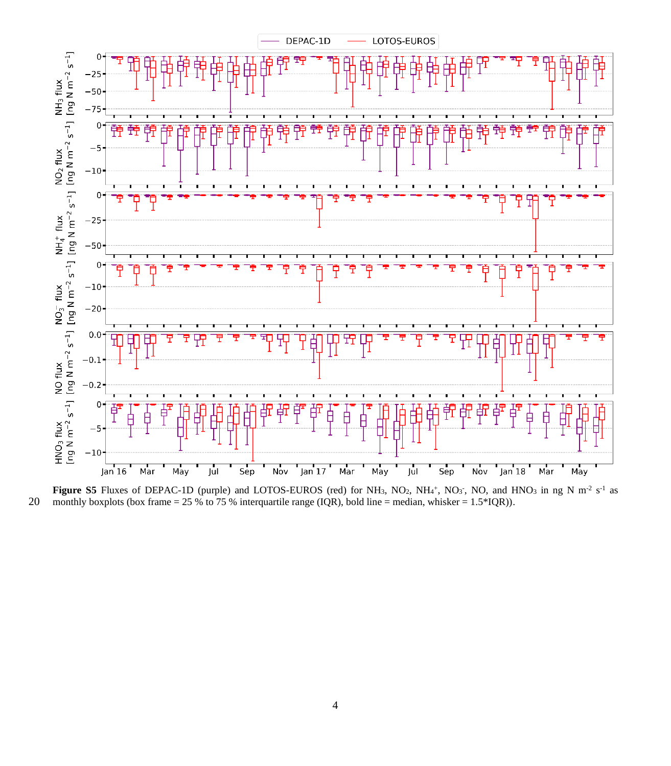**Figure S5** Fluxes of DEPAC-1D (purple) and LOTOS-EUROS (red) for $NH_3$, $NO_2$, $NH_4^+$, $NO_3^-$, NO, and $HNO_3$ in ng N m$^{-2}$ s$^{-1}$ as monthly boxplots (box frame = 25 % to 75 % interquartile range (IQR), bold line = median, whisker = 1.5*IQR)).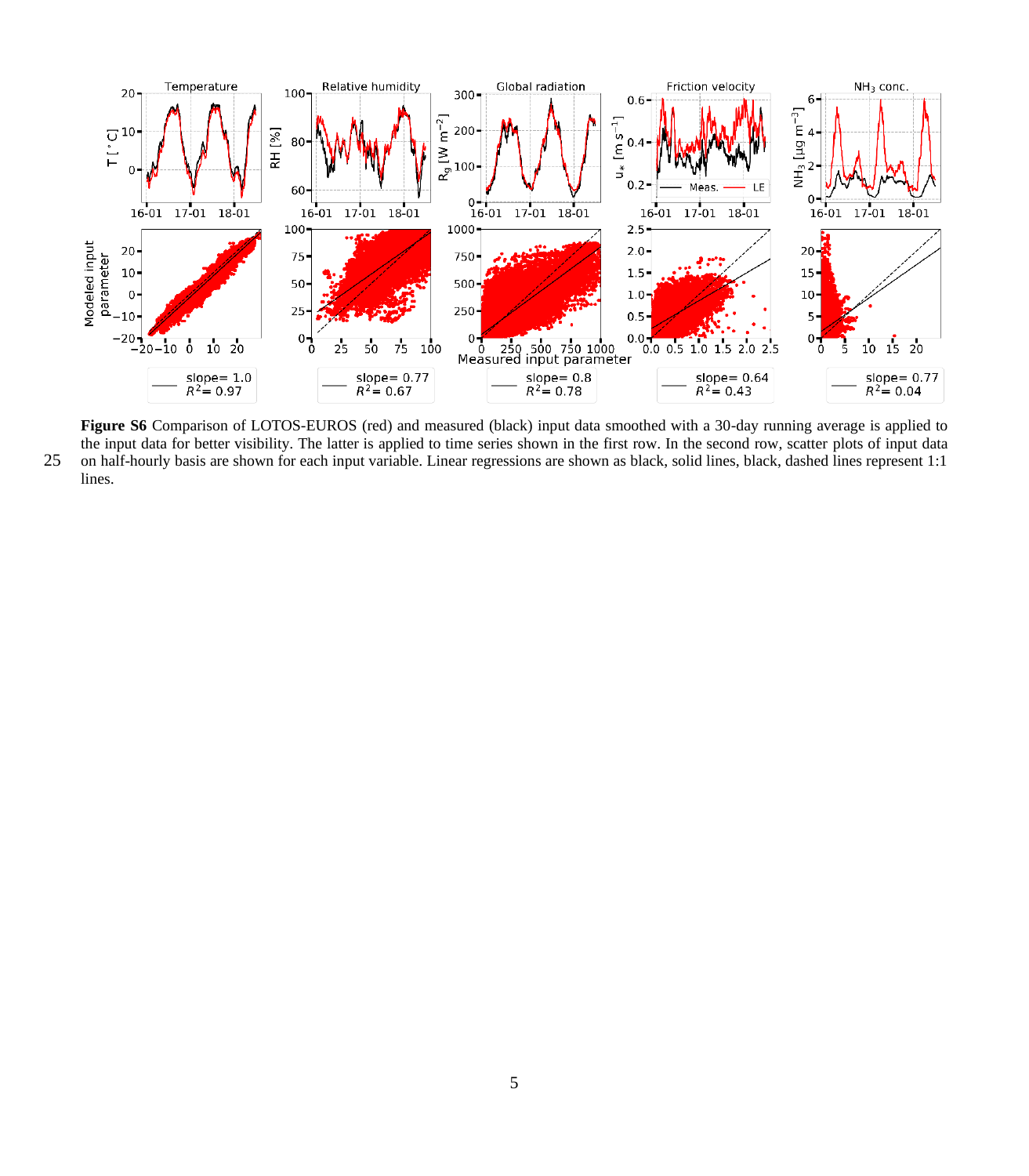**Figure S6** Comparison of LOTOS-EUROS (red) and measured (black) input data smoothed with a 30-day running average is applied to the input data for better visibility. The latter is applied to time series shown in the first row. In the second row, scatter plots of input data on half-hourly basis are shown for each input variable. Linear regressions are shown as black, solid lines, black, dashed lines represent 1:1 lines.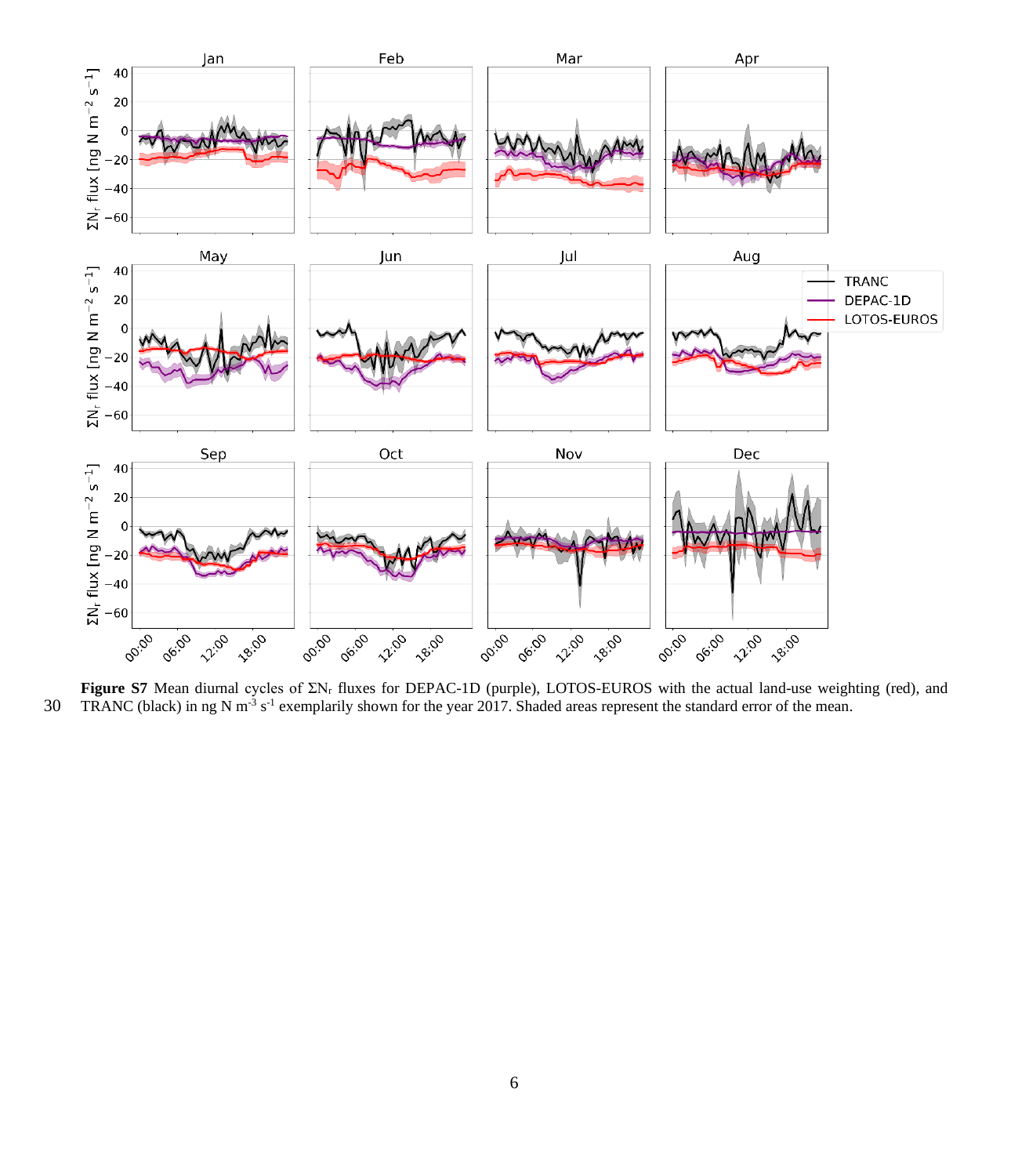**Figure S7** Mean diurnal cycles of $\Sigma N_r$ fluxes for DEPAC-1D (purple), LOTOS-EUROS with the actual land-use weighting (red), and TRANC (black) in ng N $m^{-3}$ $s^{-1}$ exemplarily shown for the year 2017. Shaded areas represent the standard error of the mean.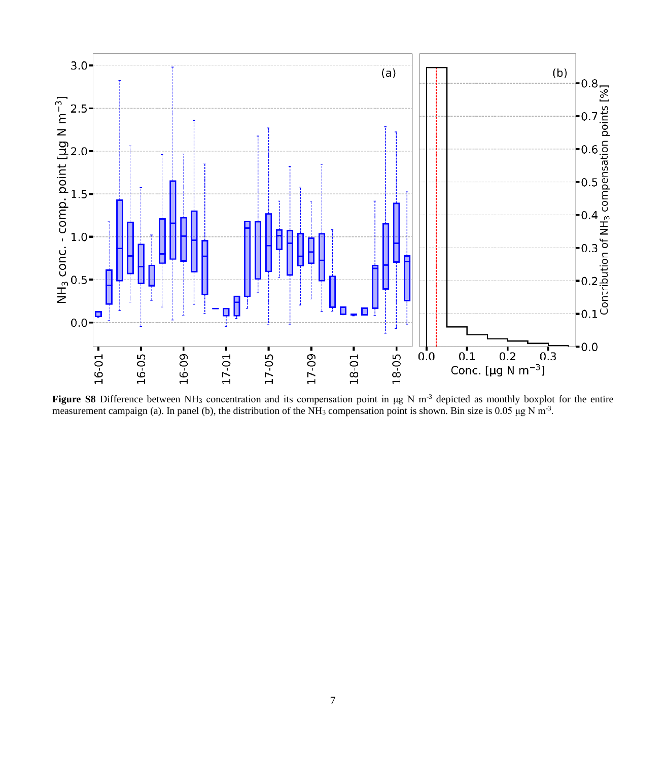(a)

(b)

$NH_3$ conc. - comp. point [µg N m$^{-3}$]

3.0
2.5
2.0
1.5
1.0
0.5
0.0

16-01
16-05
16-09
17-01
17-05
17-09
18-01
18-05

0.0
0.1
0.2
0.3

Conc. [µg N m$^{-3}$]

Contribution of $NH_3$ compensation points [%]

0.8
0.7
0.6
0.5
0.4
0.3
0.2
0.1
0.0

**Figure S8** Difference between $NH_3$ concentration and its compensation point in µg N m$^{-3}$ depicted as monthly boxplot for the entire measurement campaign (a). In panel (b), the distribution of the $NH_3$ compensation point is shown. Bin size is 0.05 µg N m$^{-3}$.